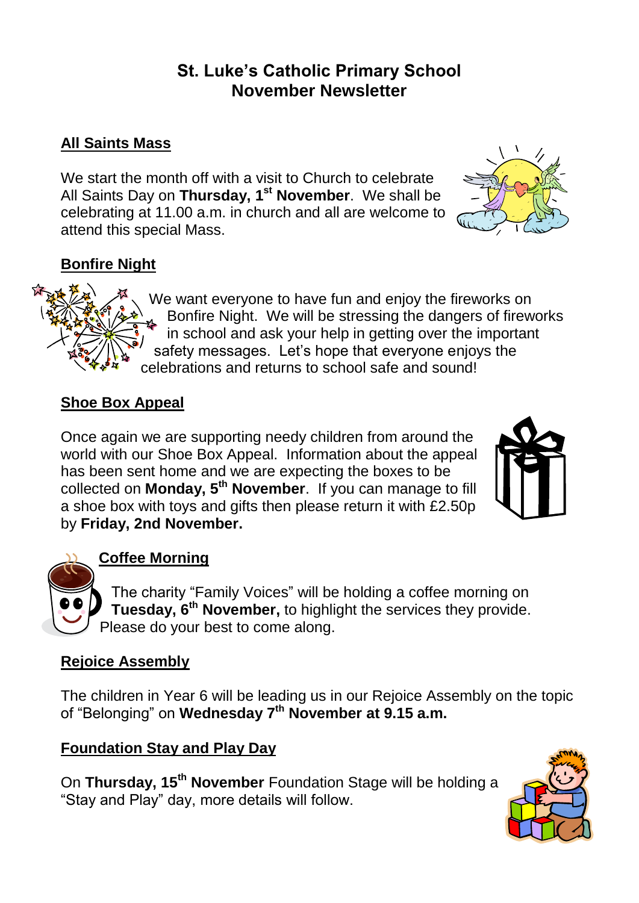# St. Luke's Catholic Primary School
# November Newsletter

## All Saints Mass

We start the month off with a visit to Church to celebrate All Saints Day on **Thursday, 1st November**. We shall be celebrating at 11.00 a.m. in church and all are welcome to attend this special Mass.

## Bonfire Night

We want everyone to have fun and enjoy the fireworks on Bonfire Night. We will be stressing the dangers of fireworks in school and ask your help in getting over the important safety messages. Let's hope that everyone enjoys the celebrations and returns to school safe and sound!

## Shoe Box Appeal

Once again we are supporting needy children from around the world with our Shoe Box Appeal. Information about the appeal has been sent home and we are expecting the boxes to be collected on **Monday, 5th November**. If you can manage to fill a shoe box with toys and gifts then please return it with £2.50p by **Friday, 2nd November.**

## Coffee Morning

The charity "Family Voices" will be holding a coffee morning on **Tuesday, 6th November,** to highlight the services they provide. Please do your best to come along.

## Rejoice Assembly

The children in Year 6 will be leading us in our Rejoice Assembly on the topic of "Belonging" on **Wednesday 7th November at 9.15 a.m.**

## Foundation Stay and Play Day

On **Thursday, 15th November** Foundation Stage will be holding a "Stay and Play" day, more details will follow.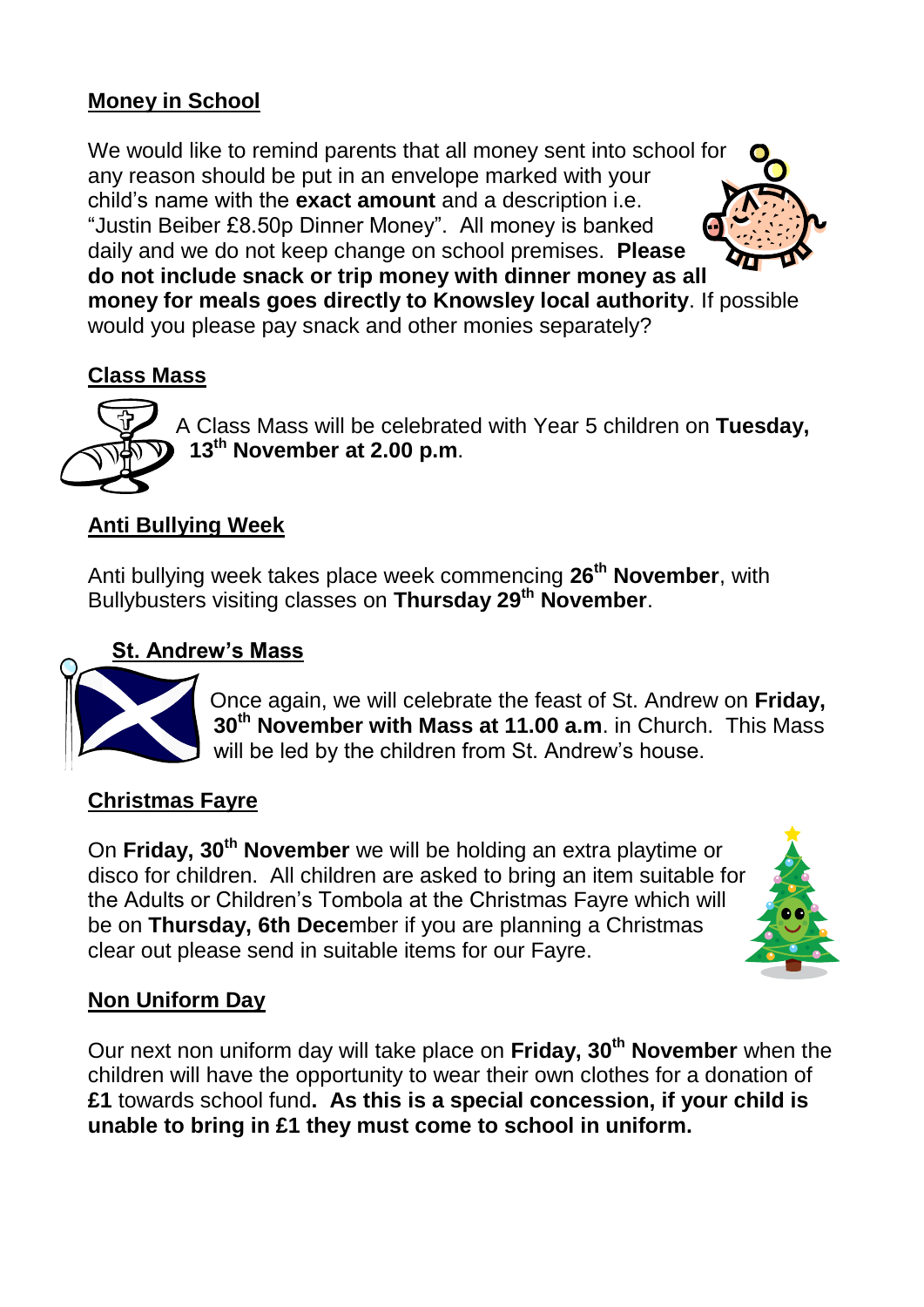## Money in School

We would like to remind parents that all money sent into school for any reason should be put in an envelope marked with your child's name with the **exact amount** and a description i.e. "Justin Beiber £8.50p Dinner Money". All money is banked daily and we do not keep change on school premises. **Please do not include snack or trip money with dinner money as all money for meals goes directly to Knowsley local authority**. If possible would you please pay snack and other monies separately?

## Class Mass

A Class Mass will be celebrated with Year 5 children on **Tuesday, 13th November at 2.00 p.m**.

## Anti Bullying Week

Anti bullying week takes place week commencing **26th November**, with Bullybusters visiting classes on **Thursday 29th November**.

## St. Andrew's Mass

Once again, we will celebrate the feast of St. Andrew on **Friday, 30th November with Mass at 11.00 a.m**. in Church. This Mass will be led by the children from St. Andrew's house.

## Christmas Fayre

On **Friday, 30th November** we will be holding an extra playtime or disco for children. All children are asked to bring an item suitable for the Adults or Children's Tombola at the Christmas Fayre which will be on **Thursday, 6th Dece**mber if you are planning a Christmas clear out please send in suitable items for our Fayre.

## Non Uniform Day

Our next non uniform day will take place on **Friday, 30th November** when the children will have the opportunity to wear their own clothes for a donation of **£1** towards school fund**. As this is a special concession, if your child is unable to bring in £1 they must come to school in uniform.**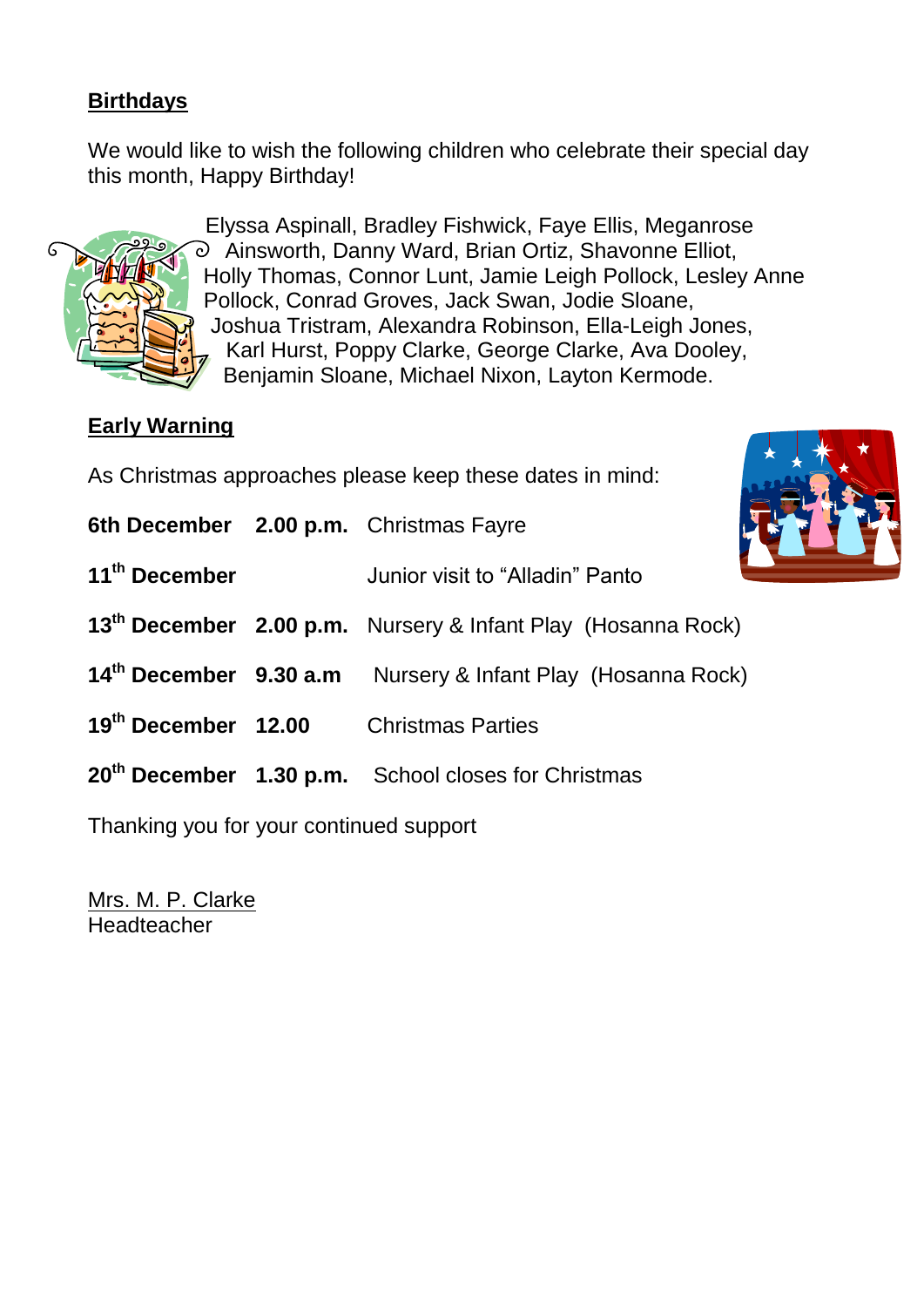## Birthdays

We would like to wish the following children who celebrate their special day this month, Happy Birthday!

Elyssa Aspinall, Bradley Fishwick, Faye Ellis, Meganrose Ainsworth, Danny Ward, Brian Ortiz, Shavonne Elliot, Holly Thomas, Connor Lunt, Jamie Leigh Pollock, Lesley Anne Pollock, Conrad Groves, Jack Swan, Jodie Sloane, Joshua Tristram, Alexandra Robinson, Ella-Leigh Jones, Karl Hurst, Poppy Clarke, George Clarke, Ava Dooley, Benjamin Sloane, Michael Nixon, Layton Kermode.

## Early Warning

As Christmas approaches please keep these dates in mind:

| | | |
|---|---|---|
| **6th December** | **2.00 p.m.** | Christmas Fayre |
| **11th December** | | Junior visit to “Alladin” Panto |
| **13th December** | **2.00 p.m.** | Nursery & Infant Play (Hosanna Rock) |
| **14th December** | **9.30 a.m** | Nursery & Infant Play (Hosanna Rock) |
| **19th December** | **12.00** | Christmas Parties |
| **20th December** | **1.30 p.m.** | School closes for Christmas |

Thanking you for your continued support

Mrs. M. P. Clarke
Headteacher